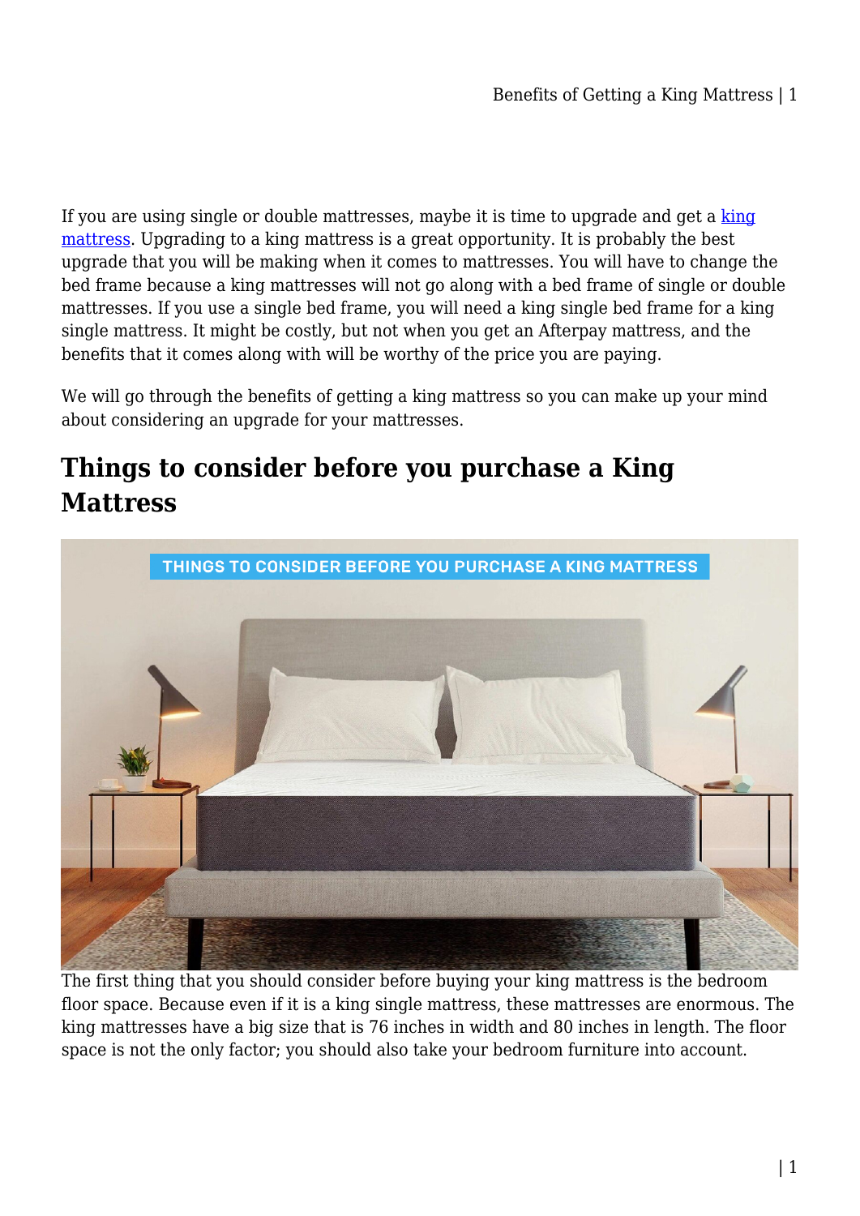If you are using single or double mattresses, maybe it is time to upgrade and get a [king mattress](). Upgrading to a king mattress is a great opportunity. It is probably the best upgrade that you will be making when it comes to mattresses. You will have to change the bed frame because a king mattresses will not go along with a bed frame of single or double mattresses. If you use a single bed frame, you will need a king single bed frame for a king single mattress. It might be costly, but not when you get an Afterpay mattress, and the benefits that it comes along with will be worthy of the price you are paying.

We will go through the benefits of getting a king mattress so you can make up your mind about considering an upgrade for your mattresses.

## Things to consider before you purchase a King Mattress

The first thing that you should consider before buying your king mattress is the bedroom floor space. Because even if it is a king single mattress, these mattresses are enormous. The king mattresses have a big size that is 76 inches in width and 80 inches in length. The floor space is not the only factor; you should also take your bedroom furniture into account.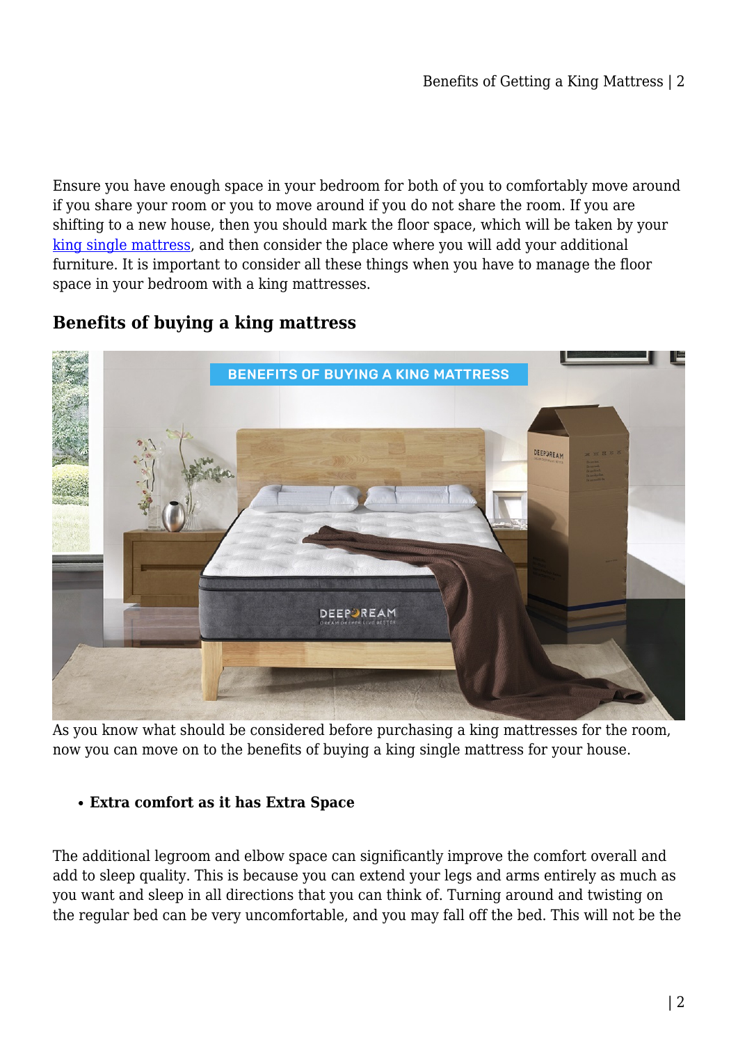Ensure you have enough space in your bedroom for both of you to comfortably move around if you share your room or you to move around if you do not share the room. If you are shifting to a new house, then you should mark the floor space, which will be taken by your [king single mattress](), and then consider the place where you will add your additional furniture. It is important to consider all these things when you have to manage the floor space in your bedroom with a king mattresses.

## Benefits of buying a king mattress

As you know what should be considered before purchasing a king mattresses for the room, now you can move on to the benefits of buying a king single mattress for your house.

- **Extra comfort as it has Extra Space**

The additional legroom and elbow space can significantly improve the comfort overall and add to sleep quality. This is because you can extend your legs and arms entirely as much as you want and sleep in all directions that you can think of. Turning around and twisting on the regular bed can be very uncomfortable, and you may fall off the bed. This will not be the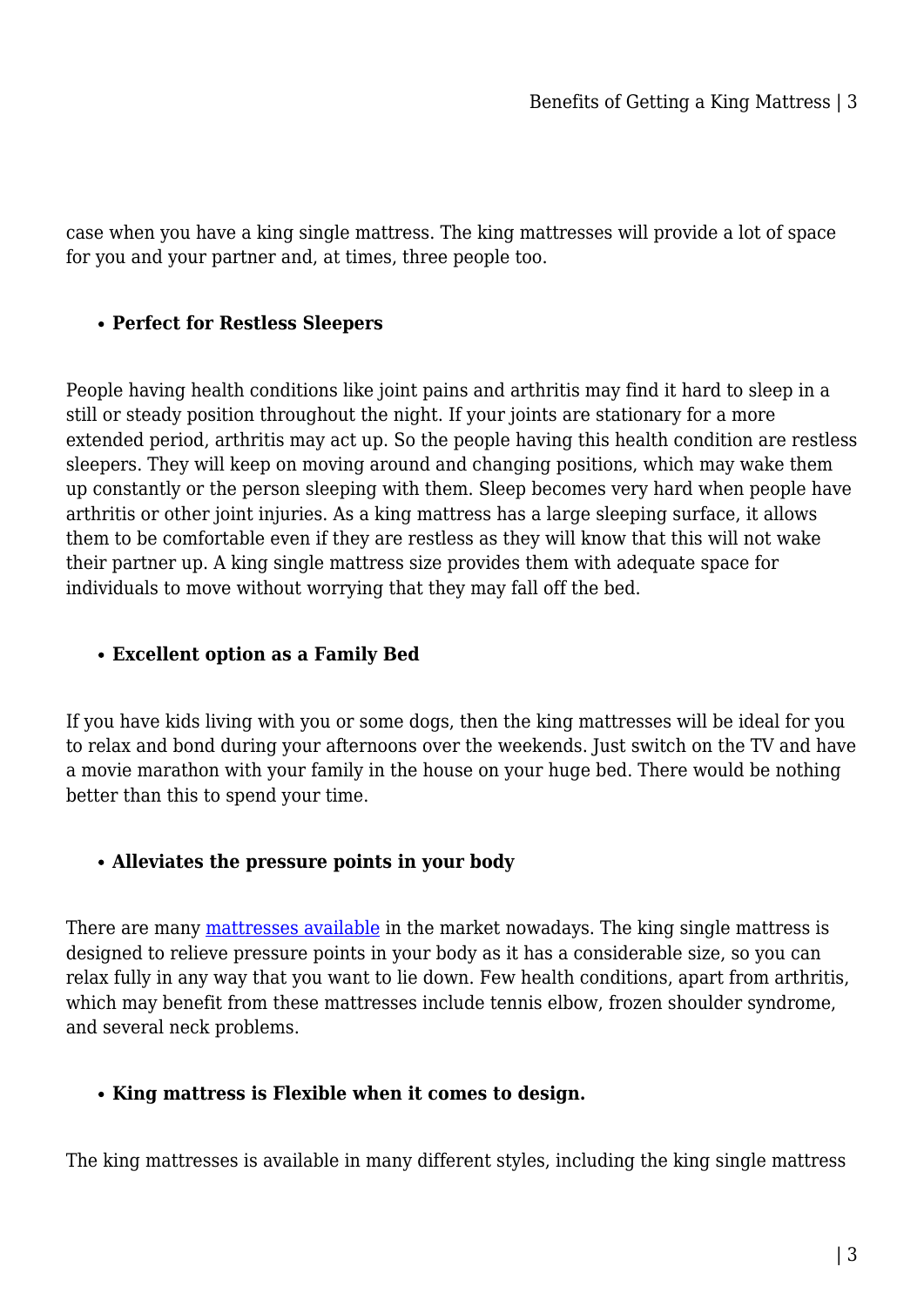case when you have a king single mattress. The king mattresses will provide a lot of space for you and your partner and, at times, three people too.

- **Perfect for Restless Sleepers**

People having health conditions like joint pains and arthritis may find it hard to sleep in a still or steady position throughout the night. If your joints are stationary for a more extended period, arthritis may act up. So the people having this health condition are restless sleepers. They will keep on moving around and changing positions, which may wake them up constantly or the person sleeping with them. Sleep becomes very hard when people have arthritis or other joint injuries. As a king mattress has a large sleeping surface, it allows them to be comfortable even if they are restless as they will know that this will not wake their partner up. A king single mattress size provides them with adequate space for individuals to move without worrying that they may fall off the bed.

- **Excellent option as a Family Bed**

If you have kids living with you or some dogs, then the king mattresses will be ideal for you to relax and bond during your afternoons over the weekends. Just switch on the TV and have a movie marathon with your family in the house on your huge bed. There would be nothing better than this to spend your time.

- **Alleviates the pressure points in your body**

There are many mattresses available in the market nowadays. The king single mattress is designed to relieve pressure points in your body as it has a considerable size, so you can relax fully in any way that you want to lie down. Few health conditions, apart from arthritis, which may benefit from these mattresses include tennis elbow, frozen shoulder syndrome, and several neck problems.

- **King mattress is Flexible when it comes to design.**

The king mattresses is available in many different styles, including the king single mattress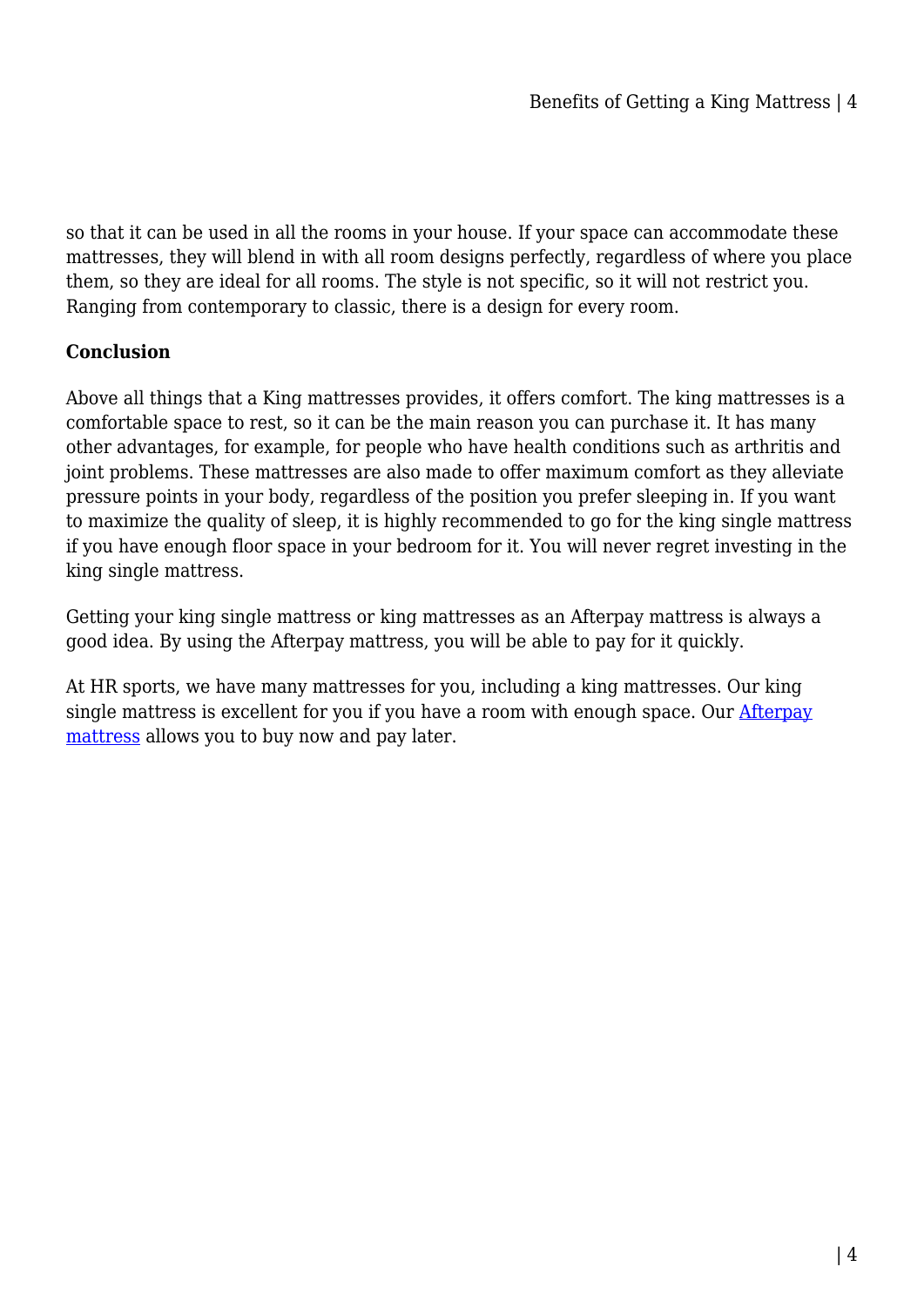so that it can be used in all the rooms in your house. If your space can accommodate these mattresses, they will blend in with all room designs perfectly, regardless of where you place them, so they are ideal for all rooms. The style is not specific, so it will not restrict you. Ranging from contemporary to classic, there is a design for every room.

**Conclusion**

Above all things that a King mattresses provides, it offers comfort. The king mattresses is a comfortable space to rest, so it can be the main reason you can purchase it. It has many other advantages, for example, for people who have health conditions such as arthritis and joint problems. These mattresses are also made to offer maximum comfort as they alleviate pressure points in your body, regardless of the position you prefer sleeping in. If you want to maximize the quality of sleep, it is highly recommended to go for the king single mattress if you have enough floor space in your bedroom for it. You will never regret investing in the king single mattress.

Getting your king single mattress or king mattresses as an Afterpay mattress is always a good idea. By using the Afterpay mattress, you will be able to pay for it quickly.

At HR sports, we have many mattresses for you, including a king mattresses. Our king single mattress is excellent for you if you have a room with enough space. Our Afterpay mattress allows you to buy now and pay later.